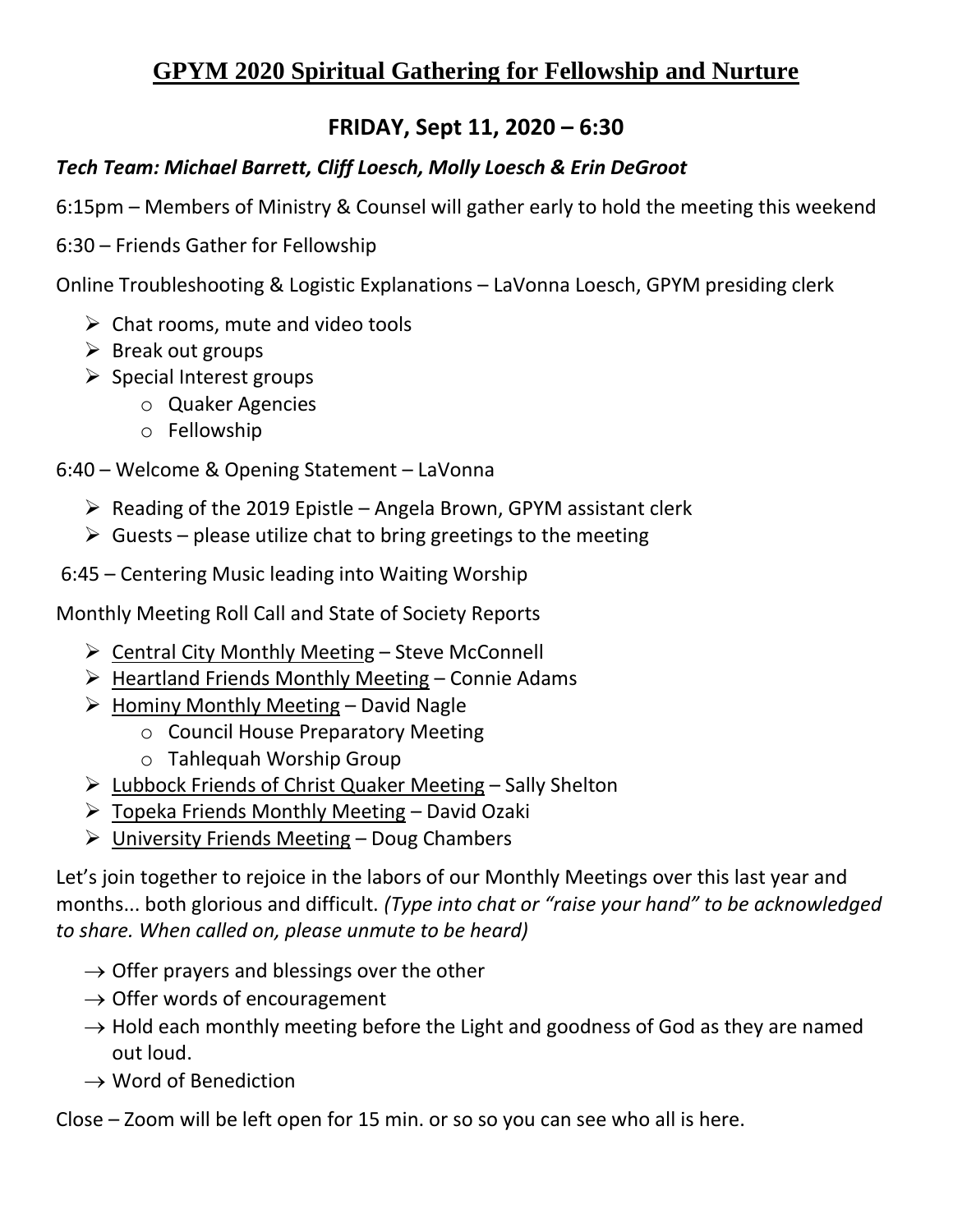# GPYM 2020 Spiritual Gathering for Fellowship and Nurture

## FRIDAY, Sept 11, 2020 – 6:30

***Tech Team: Michael Barrett, Cliff Loesch, Molly Loesch & Erin DeGroot***

6:15pm – Members of Ministry & Counsel will gather early to hold the meeting this weekend

6:30 – Friends Gather for Fellowship

Online Troubleshooting & Logistic Explanations – LaVonna Loesch, GPYM presiding clerk

- Chat rooms, mute and video tools
- Break out groups
- Special Interest groups
  - Quaker Agencies
  - Fellowship

6:40 – Welcome & Opening Statement – LaVonna

- Reading of the 2019 Epistle – Angela Brown, GPYM assistant clerk
- Guests – please utilize chat to bring greetings to the meeting

6:45 – Centering Music leading into Waiting Worship

Monthly Meeting Roll Call and State of Society Reports

- <u>Central City Monthly Meeting</u> – Steve McConnell
- <u>Heartland Friends Monthly Meeting</u> – Connie Adams
- <u>Hominy Monthly Meeting</u> – David Nagle
  - Council House Preparatory Meeting
  - Tahlequah Worship Group
- <u>Lubbock Friends of Christ Quaker Meeting</u> – Sally Shelton
- <u>Topeka Friends Monthly Meeting</u> – David Ozaki
- <u>University Friends Meeting</u> – Doug Chambers

Let's join together to rejoice in the labors of our Monthly Meetings over this last year and months... both glorious and difficult. *(Type into chat or "raise your hand" to be acknowledged to share. When called on, please unmute to be heard)*

- → Offer prayers and blessings over the other
- → Offer words of encouragement
- → Hold each monthly meeting before the Light and goodness of God as they are named out loud.
- → Word of Benediction

Close – Zoom will be left open for 15 min. or so so you can see who all is here.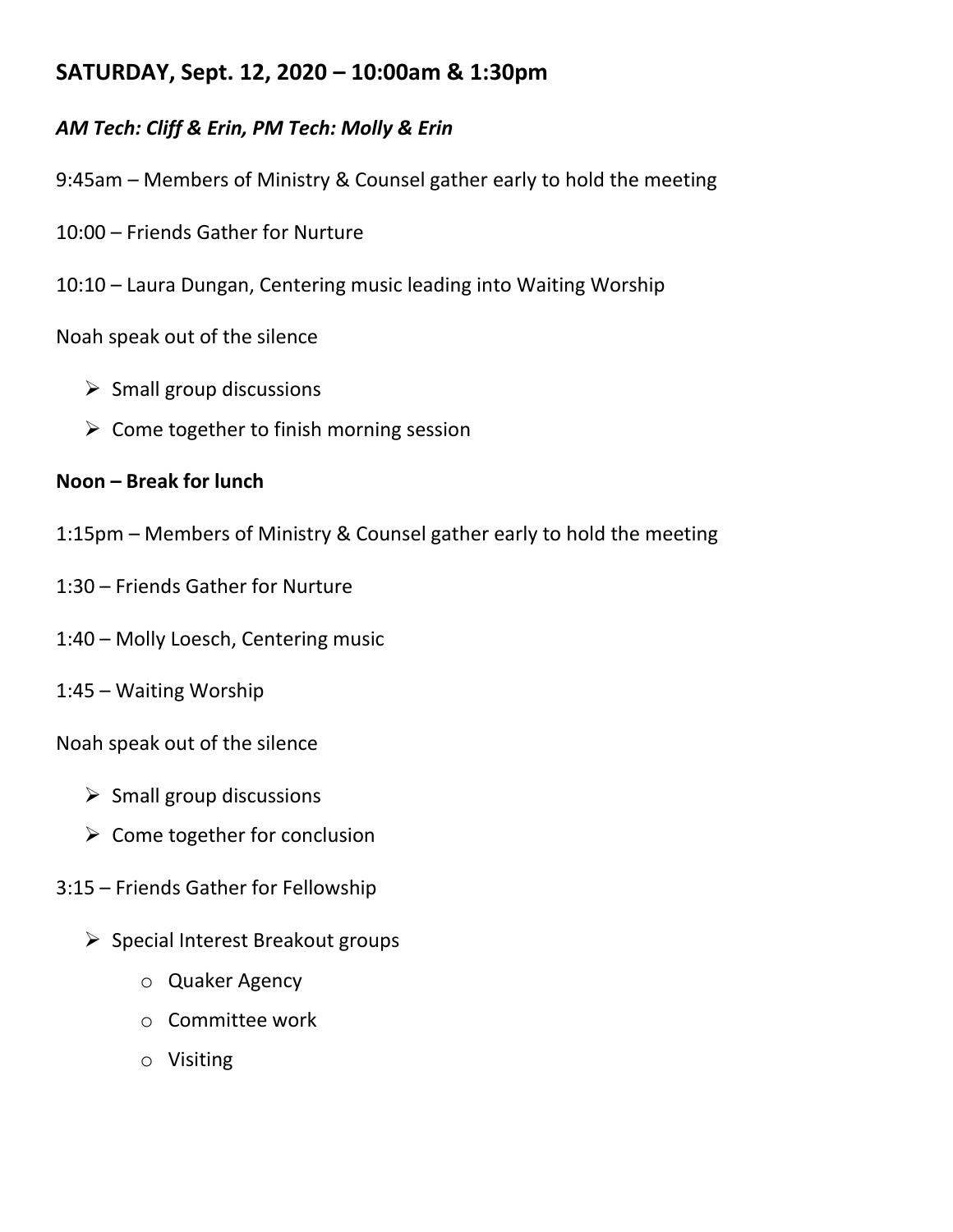## SATURDAY, Sept. 12, 2020 – 10:00am & 1:30pm

***AM Tech: Cliff & Erin, PM Tech: Molly & Erin***

9:45am – Members of Ministry & Counsel gather early to hold the meeting

10:00 – Friends Gather for Nurture

10:10 – Laura Dungan, Centering music leading into Waiting Worship

Noah speak out of the silence

- Small group discussions
- Come together to finish morning session

**Noon – Break for lunch**

1:15pm – Members of Ministry & Counsel gather early to hold the meeting

1:30 – Friends Gather for Nurture

1:40 – Molly Loesch, Centering music

1:45 – Waiting Worship

Noah speak out of the silence

- Small group discussions
- Come together for conclusion

3:15 – Friends Gather for Fellowship

- Special Interest Breakout groups
  - Quaker Agency
  - Committee work
  - Visiting